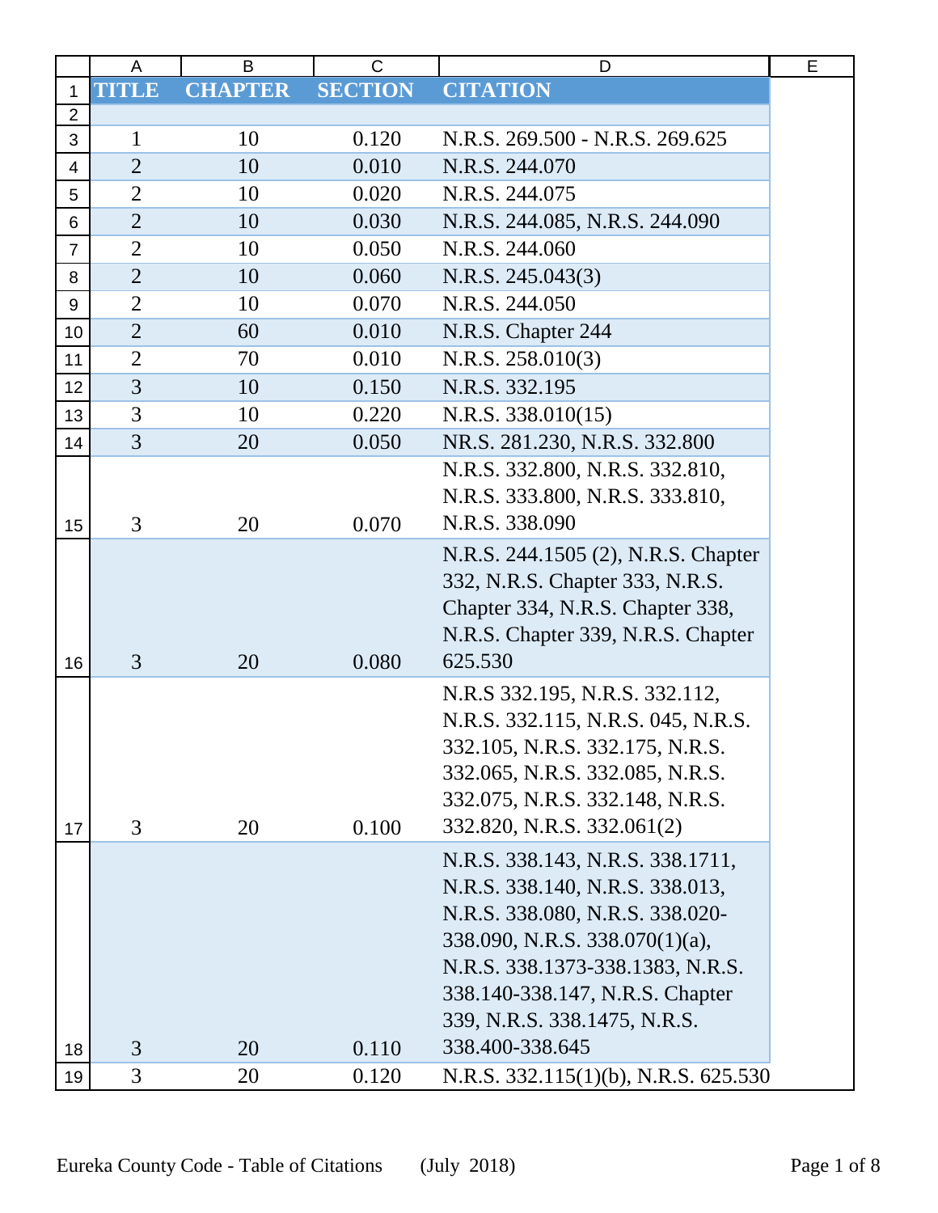| TITLE | CHAPTER | SECTION | CITATION |
| --- | --- | --- | --- |
| | | | |
| 1 | 10 | 0.120 | N.R.S. 269.500 - N.R.S. 269.625 |
| 2 | 10 | 0.010 | N.R.S. 244.070 |
| 2 | 10 | 0.020 | N.R.S. 244.075 |
| 2 | 10 | 0.030 | N.R.S. 244.085, N.R.S. 244.090 |
| 2 | 10 | 0.050 | N.R.S. 244.060 |
| 2 | 10 | 0.060 | N.R.S. 245.043(3) |
| 2 | 10 | 0.070 | N.R.S. 244.050 |
| 2 | 60 | 0.010 | N.R.S. Chapter 244 |
| 2 | 70 | 0.010 | N.R.S. 258.010(3) |
| 3 | 10 | 0.150 | N.R.S. 332.195 |
| 3 | 10 | 0.220 | N.R.S. 338.010(15) |
| 3 | 20 | 0.050 | NR.S. 281.230, N.R.S. 332.800 |
| 3 | 20 | 0.070 | N.R.S. 332.800, N.R.S. 332.810, N.R.S. 333.800, N.R.S. 333.810, N.R.S. 338.090 |
| 3 | 20 | 0.080 | N.R.S. 244.1505 (2), N.R.S. Chapter 332, N.R.S. Chapter 333, N.R.S. Chapter 334, N.R.S. Chapter 338, N.R.S. Chapter 339, N.R.S. Chapter 625.530 |
| 3 | 20 | 0.100 | N.R.S 332.195, N.R.S. 332.112, N.R.S. 332.115, N.R.S. 045, N.R.S. 332.105, N.R.S. 332.175, N.R.S. 332.065, N.R.S. 332.085, N.R.S. 332.075, N.R.S. 332.148, N.R.S. 332.820, N.R.S. 332.061(2) |
| 3 | 20 | 0.110 | N.R.S. 338.143, N.R.S. 338.1711, N.R.S. 338.140, N.R.S. 338.013, N.R.S. 338.080, N.R.S. 338.020-338.090, N.R.S. 338.070(1)(a), N.R.S. 338.1373-338.1383, N.R.S. 338.140-338.147, N.R.S. Chapter 339, N.R.S. 338.1475, N.R.S. 338.400-338.645 |
| 3 | 20 | 0.120 | N.R.S. 332.115(1)(b), N.R.S. 625.530 |

Eureka County Code - Table of Citations (July 2018)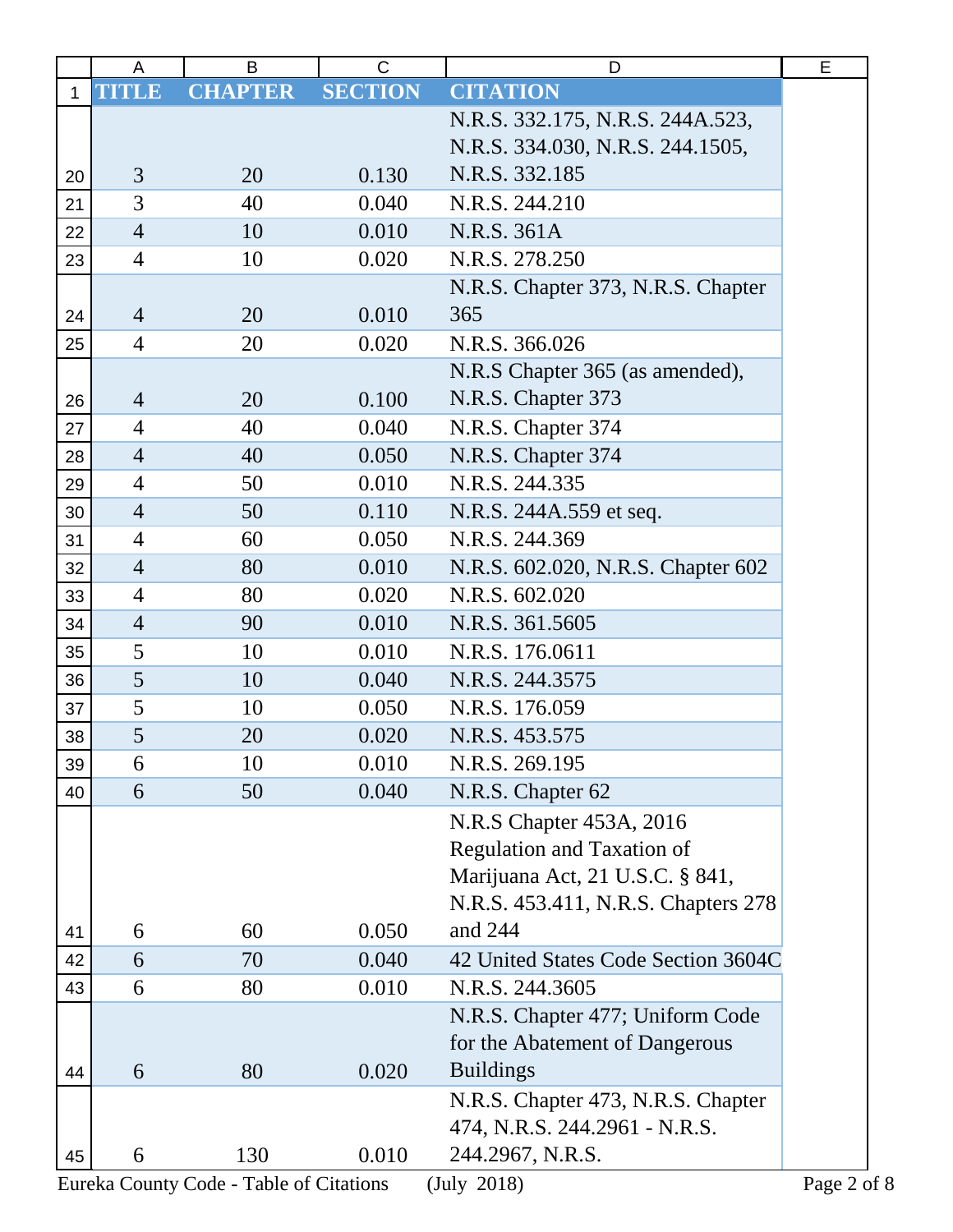| TITLE | CHAPTER | SECTION | CITATION |
|---|---|---|---|
| 3 | 20 | 0.130 | N.R.S. 332.175, N.R.S. 244A.523, N.R.S. 334.030, N.R.S. 244.1505, N.R.S. 332.185 |
| 3 | 40 | 0.040 | N.R.S. 244.210 |
| 4 | 10 | 0.010 | N.R.S. 361A |
| 4 | 10 | 0.020 | N.R.S. 278.250 |
| 4 | 20 | 0.010 | N.R.S. Chapter 373, N.R.S. Chapter 365 |
| 4 | 20 | 0.020 | N.R.S. 366.026 |
| 4 | 20 | 0.100 | N.R.S Chapter 365 (as amended), N.R.S. Chapter 373 |
| 4 | 40 | 0.040 | N.R.S. Chapter 374 |
| 4 | 40 | 0.050 | N.R.S. Chapter 374 |
| 4 | 50 | 0.010 | N.R.S. 244.335 |
| 4 | 50 | 0.110 | N.R.S. 244A.559 et seq. |
| 4 | 60 | 0.050 | N.R.S. 244.369 |
| 4 | 80 | 0.010 | N.R.S. 602.020, N.R.S. Chapter 602 |
| 4 | 80 | 0.020 | N.R.S. 602.020 |
| 4 | 90 | 0.010 | N.R.S. 361.5605 |
| 5 | 10 | 0.010 | N.R.S. 176.0611 |
| 5 | 10 | 0.040 | N.R.S. 244.3575 |
| 5 | 10 | 0.050 | N.R.S. 176.059 |
| 5 | 20 | 0.020 | N.R.S. 453.575 |
| 6 | 10 | 0.010 | N.R.S. 269.195 |
| 6 | 50 | 0.040 | N.R.S. Chapter 62 |
| 6 | 60 | 0.050 | N.R.S Chapter 453A, 2016 Regulation and Taxation of Marijuana Act, 21 U.S.C. § 841, N.R.S. 453.411, N.R.S. Chapters 278 and 244 |
| 6 | 70 | 0.040 | 42 United States Code Section 3604C |
| 6 | 80 | 0.010 | N.R.S. 244.3605 |
| 6 | 80 | 0.020 | N.R.S. Chapter 477; Uniform Code for the Abatement of Dangerous Buildings |
| 6 | 130 | 0.010 | N.R.S. Chapter 473, N.R.S. Chapter 474, N.R.S. 244.2961 - N.R.S. 244.2967, N.R.S. |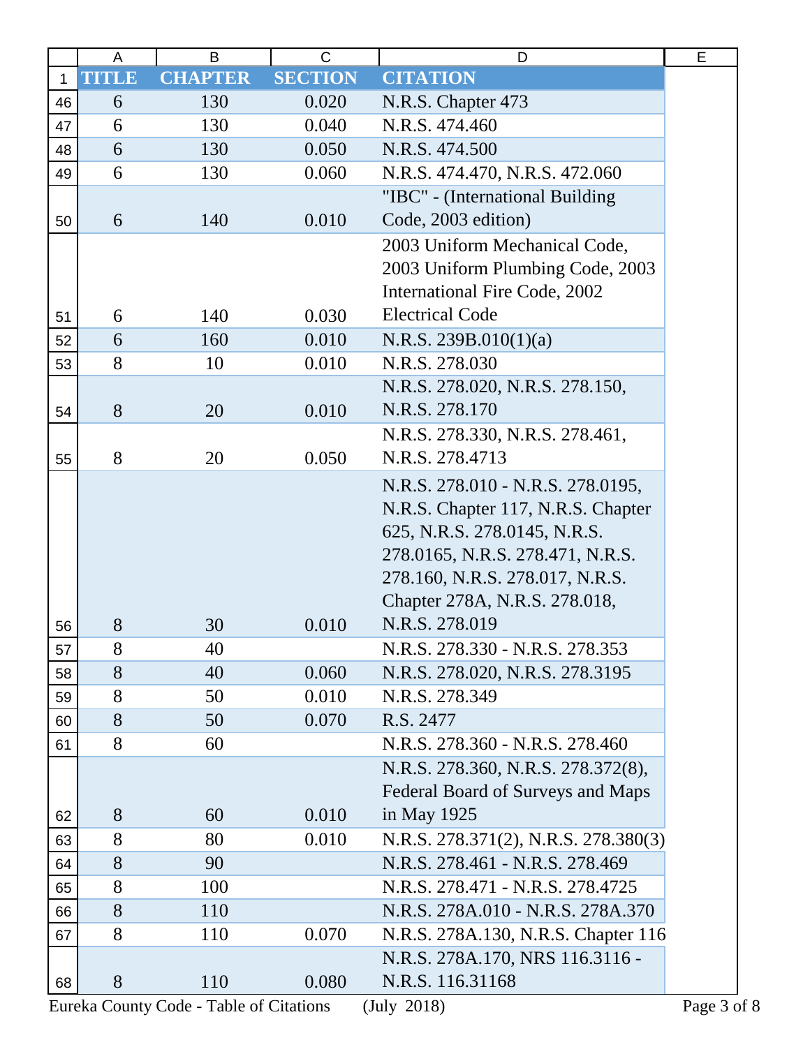| TITLE | CHAPTER | SECTION | CITATION |
|---|---|---|---|
| 6 | 130 | 0.020 | N.R.S. Chapter 473 |
| 6 | 130 | 0.040 | N.R.S. 474.460 |
| 6 | 130 | 0.050 | N.R.S. 474.500 |
| 6 | 130 | 0.060 | N.R.S. 474.470, N.R.S. 472.060 |
| 6 | 140 | 0.010 | "IBC" - (International Building Code, 2003 edition) |
| 6 | 140 | 0.030 | 2003 Uniform Mechanical Code, 2003 Uniform Plumbing Code, 2003 International Fire Code, 2002 Electrical Code |
| 6 | 160 | 0.010 | N.R.S. 239B.010(1)(a) |
| 8 | 10 | 0.010 | N.R.S. 278.030 |
| 8 | 20 | 0.010 | N.R.S. 278.020, N.R.S. 278.150, N.R.S. 278.170 |
| 8 | 20 | 0.050 | N.R.S. 278.330, N.R.S. 278.461, N.R.S. 278.4713 |
| 8 | 30 | 0.010 | N.R.S. 278.010 - N.R.S. 278.0195, N.R.S. Chapter 117, N.R.S. Chapter 625, N.R.S. 278.0145, N.R.S. 278.0165, N.R.S. 278.471, N.R.S. 278.160, N.R.S. 278.017, N.R.S. Chapter 278A, N.R.S. 278.018, N.R.S. 278.019 |
| 8 | 40 | | N.R.S. 278.330 - N.R.S. 278.353 |
| 8 | 40 | 0.060 | N.R.S. 278.020, N.R.S. 278.3195 |
| 8 | 50 | 0.010 | N.R.S. 278.349 |
| 8 | 50 | 0.070 | R.S. 2477 |
| 8 | 60 | | N.R.S. 278.360 - N.R.S. 278.460 |
| 8 | 60 | 0.010 | N.R.S. 278.360, N.R.S. 278.372(8), Federal Board of Surveys and Maps in May 1925 |
| 8 | 80 | 0.010 | N.R.S. 278.371(2), N.R.S. 278.380(3) |
| 8 | 90 | | N.R.S. 278.461 - N.R.S. 278.469 |
| 8 | 100 | | N.R.S. 278.471 - N.R.S. 278.4725 |
| 8 | 110 | | N.R.S. 278A.010 - N.R.S. 278A.370 |
| 8 | 110 | 0.070 | N.R.S. 278A.130, N.R.S. Chapter 116 |
| 8 | 110 | 0.080 | N.R.S. 278A.170, NRS 116.3116 - N.R.S. 116.31168 |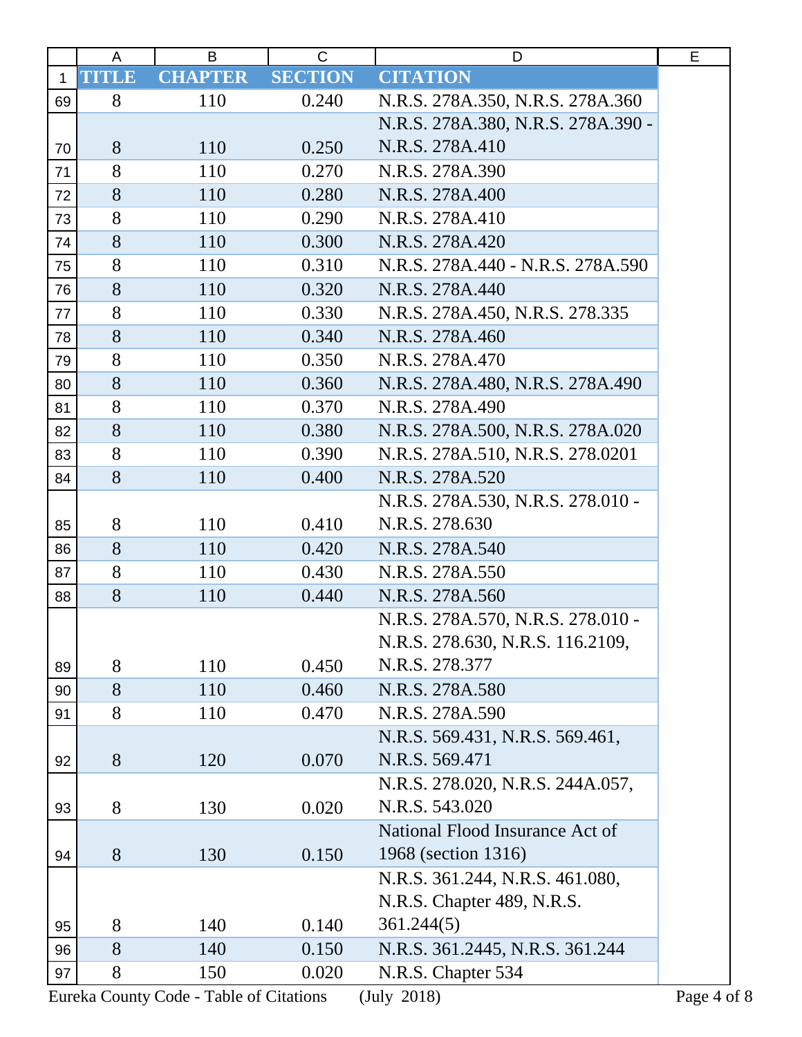| TITLE | CHAPTER | SECTION | CITATION |
| --- | --- | --- | --- |
| 8 | 110 | 0.240 | N.R.S. 278A.350, N.R.S. 278A.360 |
| 8 | 110 | 0.250 | N.R.S. 278A.380, N.R.S. 278A.390 - N.R.S. 278A.410 |
| 8 | 110 | 0.270 | N.R.S. 278A.390 |
| 8 | 110 | 0.280 | N.R.S. 278A.400 |
| 8 | 110 | 0.290 | N.R.S. 278A.410 |
| 8 | 110 | 0.300 | N.R.S. 278A.420 |
| 8 | 110 | 0.310 | N.R.S. 278A.440 - N.R.S. 278A.590 |
| 8 | 110 | 0.320 | N.R.S. 278A.440 |
| 8 | 110 | 0.330 | N.R.S. 278A.450, N.R.S. 278.335 |
| 8 | 110 | 0.340 | N.R.S. 278A.460 |
| 8 | 110 | 0.350 | N.R.S. 278A.470 |
| 8 | 110 | 0.360 | N.R.S. 278A.480, N.R.S. 278A.490 |
| 8 | 110 | 0.370 | N.R.S. 278A.490 |
| 8 | 110 | 0.380 | N.R.S. 278A.500, N.R.S. 278A.020 |
| 8 | 110 | 0.390 | N.R.S. 278A.510, N.R.S. 278.0201 |
| 8 | 110 | 0.400 | N.R.S. 278A.520 |
| 8 | 110 | 0.410 | N.R.S. 278A.530, N.R.S. 278.010 - N.R.S. 278.630 |
| 8 | 110 | 0.420 | N.R.S. 278A.540 |
| 8 | 110 | 0.430 | N.R.S. 278A.550 |
| 8 | 110 | 0.440 | N.R.S. 278A.560 |
| 8 | 110 | 0.450 | N.R.S. 278A.570, N.R.S. 278.010 - N.R.S. 278.630, N.R.S. 116.2109, N.R.S. 278.377 |
| 8 | 110 | 0.460 | N.R.S. 278A.580 |
| 8 | 110 | 0.470 | N.R.S. 278A.590 |
| 8 | 120 | 0.070 | N.R.S. 569.431, N.R.S. 569.461, N.R.S. 569.471 |
| 8 | 130 | 0.020 | N.R.S. 278.020, N.R.S. 244A.057, N.R.S. 543.020 |
| 8 | 130 | 0.150 | National Flood Insurance Act of 1968 (section 1316) |
| 8 | 140 | 0.140 | N.R.S. 361.244, N.R.S. 461.080, N.R.S. Chapter 489, N.R.S. 361.244(5) |
| 8 | 140 | 0.150 | N.R.S. 361.2445, N.R.S. 361.244 |
| 8 | 150 | 0.020 | N.R.S. Chapter 534 |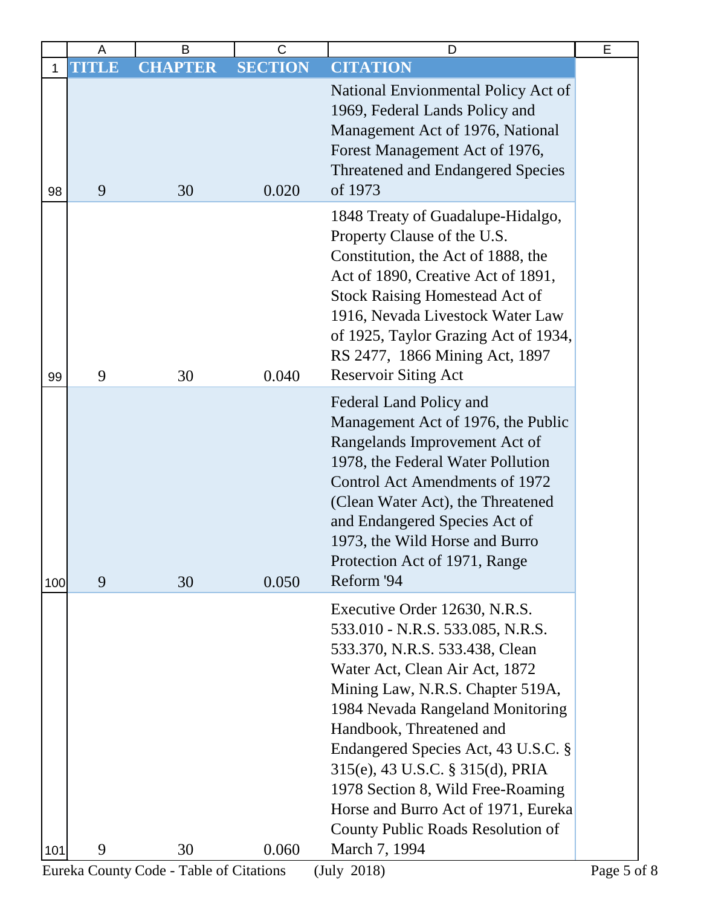| TITLE | CHAPTER | SECTION | CITATION |
|---|---|---|---|
| 9 | 30 | 0.020 | National Envionmental Policy Act of 1969, Federal Lands Policy and Management Act of 1976, National Forest Management Act of 1976, Threatened and Endangered Species of 1973 |
| 9 | 30 | 0.040 | 1848 Treaty of Guadalupe-Hidalgo, Property Clause of the U.S. Constitution, the Act of 1888, the Act of 1890, Creative Act of 1891, Stock Raising Homestead Act of 1916, Nevada Livestock Water Law of 1925, Taylor Grazing Act of 1934, RS 2477, 1866 Mining Act, 1897 Reservoir Siting Act |
| 9 | 30 | 0.050 | Federal Land Policy and Management Act of 1976, the Public Rangelands Improvement Act of 1978, the Federal Water Pollution Control Act Amendments of 1972 (Clean Water Act), the Threatened and Endangered Species Act of 1973, the Wild Horse and Burro Protection Act of 1971, Range Reform '94 |
| 9 | 30 | 0.060 | Executive Order 12630, N.R.S. 533.010 - N.R.S. 533.085, N.R.S. 533.370, N.R.S. 533.438, Clean Water Act, Clean Air Act, 1872 Mining Law, N.R.S. Chapter 519A, 1984 Nevada Rangeland Monitoring Handbook, Threatened and Endangered Species Act, 43 U.S.C. § 315(e), 43 U.S.C. § 315(d), PRIA 1978 Section 8, Wild Free-Roaming Horse and Burro Act of 1971, Eureka County Public Roads Resolution of March 7, 1994 |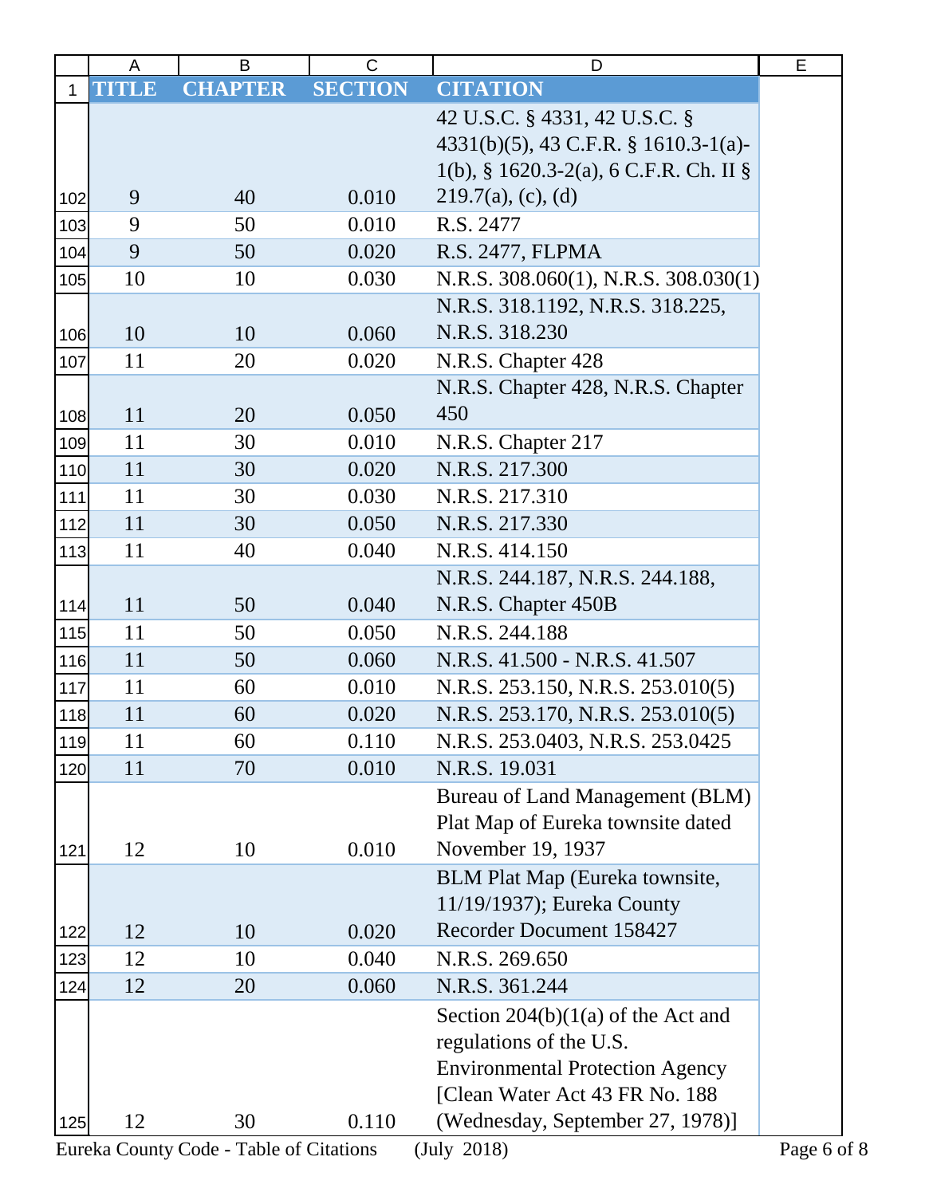| TITLE | CHAPTER | SECTION | CITATION |
|---|---|---|---|
| 9 | 40 | 0.010 | 42 U.S.C. § 4331, 42 U.S.C. § 4331(b)(5), 43 C.F.R. § 1610.3-1(a)-1(b), § 1620.3-2(a), 6 C.F.R. Ch. II § 219.7(a), (c), (d) |
| 9 | 50 | 0.010 | R.S. 2477 |
| 9 | 50 | 0.020 | R.S. 2477, FLPMA |
| 10 | 10 | 0.030 | N.R.S. 308.060(1), N.R.S. 308.030(1) |
| 10 | 10 | 0.060 | N.R.S. 318.1192, N.R.S. 318.225, N.R.S. 318.230 |
| 11 | 20 | 0.020 | N.R.S. Chapter 428 |
| 11 | 20 | 0.050 | N.R.S. Chapter 428, N.R.S. Chapter 450 |
| 11 | 30 | 0.010 | N.R.S. Chapter 217 |
| 11 | 30 | 0.020 | N.R.S. 217.300 |
| 11 | 30 | 0.030 | N.R.S. 217.310 |
| 11 | 30 | 0.050 | N.R.S. 217.330 |
| 11 | 40 | 0.040 | N.R.S. 414.150 |
| 11 | 50 | 0.040 | N.R.S. 244.187, N.R.S. 244.188, N.R.S. Chapter 450B |
| 11 | 50 | 0.050 | N.R.S. 244.188 |
| 11 | 50 | 0.060 | N.R.S. 41.500 - N.R.S. 41.507 |
| 11 | 60 | 0.010 | N.R.S. 253.150, N.R.S. 253.010(5) |
| 11 | 60 | 0.020 | N.R.S. 253.170, N.R.S. 253.010(5) |
| 11 | 60 | 0.110 | N.R.S. 253.0403, N.R.S. 253.0425 |
| 11 | 70 | 0.010 | N.R.S. 19.031 |
| 12 | 10 | 0.010 | Bureau of Land Management (BLM) Plat Map of Eureka townsite dated November 19, 1937 |
| 12 | 10 | 0.020 | BLM Plat Map (Eureka townsite, 11/19/1937); Eureka County Recorder Document 158427 |
| 12 | 10 | 0.040 | N.R.S. 269.650 |
| 12 | 20 | 0.060 | N.R.S. 361.244 |
| 12 | 30 | 0.110 | Section 204(b)(1(a) of the Act and regulations of the U.S. Environmental Protection Agency [Clean Water Act 43 FR No. 188 (Wednesday, September 27, 1978)] |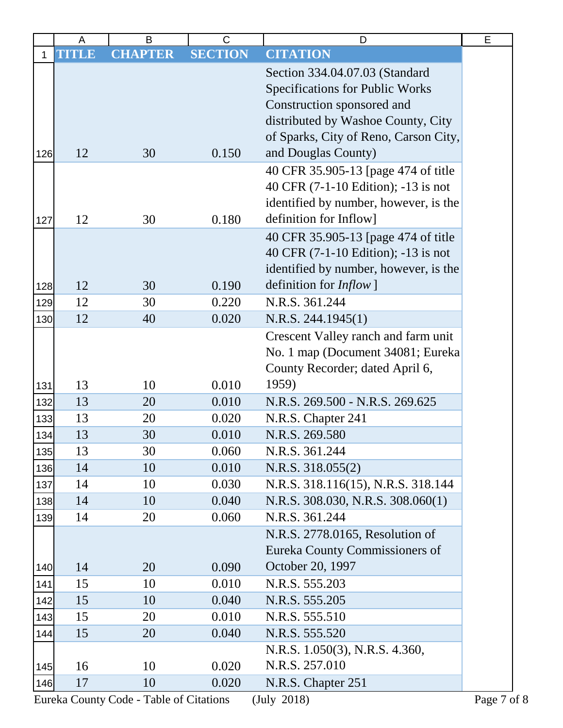| TITLE | CHAPTER | SECTION | CITATION |
|---|---|---|---|
| 12 | 30 | 0.150 | Section 334.04.07.03 (Standard Specifications for Public Works Construction sponsored and distributed by Washoe County, City of Sparks, City of Reno, Carson City, and Douglas County) |
| 12 | 30 | 0.180 | 40 CFR 35.905-13 [page 474 of title 40 CFR (7-1-10 Edition); -13 is not identified by number, however, is the definition for Inflow] |
| 12 | 30 | 0.190 | 40 CFR 35.905-13 [page 474 of title 40 CFR (7-1-10 Edition); -13 is not identified by number, however, is the definition for *Inflow* ] |
| 12 | 30 | 0.220 | N.R.S. 361.244 |
| 12 | 40 | 0.020 | N.R.S. 244.1945(1) |
| 13 | 10 | 0.010 | Crescent Valley ranch and farm unit No. 1 map (Document 34081; Eureka County Recorder; dated April 6, 1959) |
| 13 | 20 | 0.010 | N.R.S. 269.500 - N.R.S. 269.625 |
| 13 | 20 | 0.020 | N.R.S. Chapter 241 |
| 13 | 30 | 0.010 | N.R.S. 269.580 |
| 13 | 30 | 0.060 | N.R.S. 361.244 |
| 14 | 10 | 0.010 | N.R.S. 318.055(2) |
| 14 | 10 | 0.030 | N.R.S. 318.116(15), N.R.S. 318.144 |
| 14 | 10 | 0.040 | N.R.S. 308.030, N.R.S. 308.060(1) |
| 14 | 20 | 0.060 | N.R.S. 361.244 |
| 14 | 20 | 0.090 | N.R.S. 2778.0165, Resolution of Eureka County Commissioners of October 20, 1997 |
| 15 | 10 | 0.010 | N.R.S. 555.203 |
| 15 | 10 | 0.040 | N.R.S. 555.205 |
| 15 | 20 | 0.010 | N.R.S. 555.510 |
| 15 | 20 | 0.040 | N.R.S. 555.520 |
| 16 | 10 | 0.020 | N.R.S. 1.050(3), N.R.S. 4.360, N.R.S. 257.010 |
| 17 | 10 | 0.020 | N.R.S. Chapter 251 |

Eureka County Code - Table of Citations (July 2018)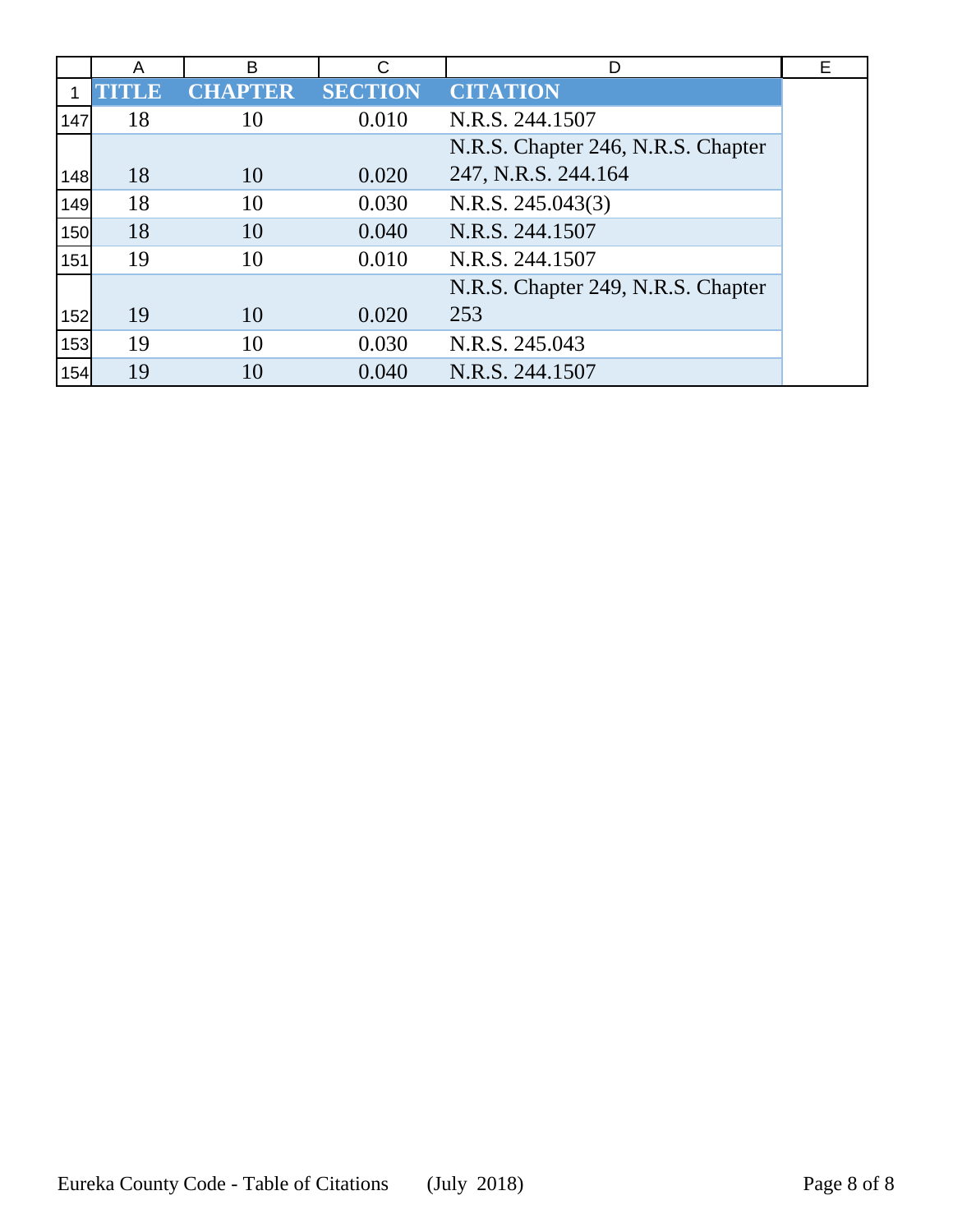| TITLE | CHAPTER | SECTION | CITATION |
|---|---|---|---|
| 18 | 10 | 0.010 | N.R.S. 244.1507 |
| 18 | 10 | 0.020 | N.R.S. Chapter 246, N.R.S. Chapter 247, N.R.S. 244.164 |
| 18 | 10 | 0.030 | N.R.S. 245.043(3) |
| 18 | 10 | 0.040 | N.R.S. 244.1507 |
| 19 | 10 | 0.010 | N.R.S. 244.1507 |
| 19 | 10 | 0.020 | N.R.S. Chapter 249, N.R.S. Chapter 253 |
| 19 | 10 | 0.030 | N.R.S. 245.043 |
| 19 | 10 | 0.040 | N.R.S. 244.1507 |